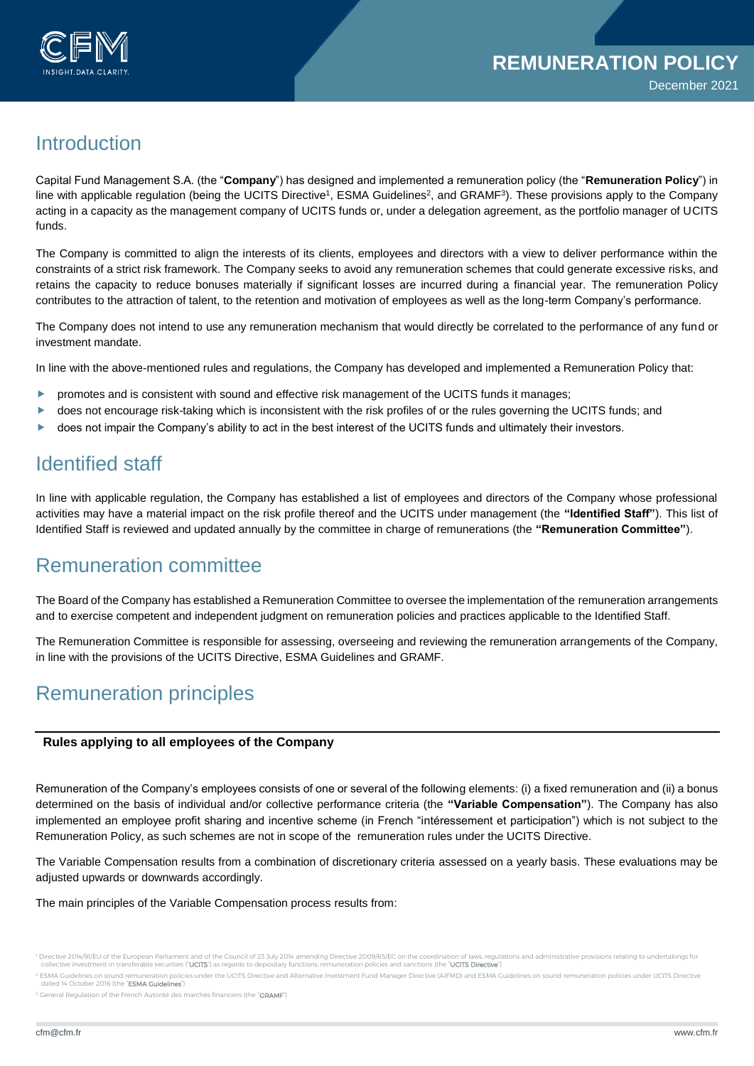# REMUNERATION POLICY

December 2021

## Introduction

Capital Fund Management S.A. (the "**Company**") has designed and implemented a remuneration policy (the "**Remuneration Policy**") in line with applicable regulation (being the UCITS Directive[1], ESMA Guidelines[2], and GRAMF[3]). These provisions apply to the Company acting in a capacity as the management company of UCITS funds or, under a delegation agreement, as the portfolio manager of UCITS funds.

The Company is committed to align the interests of its clients, employees and directors with a view to deliver performance within the constraints of a strict risk framework. The Company seeks to avoid any remuneration schemes that could generate excessive risks, and retains the capacity to reduce bonuses materially if significant losses are incurred during a financial year. The remuneration Policy contributes to the attraction of talent, to the retention and motivation of employees as well as the long-term Company's performance.

The Company does not intend to use any remuneration mechanism that would directly be correlated to the performance of any fund or investment mandate.

In line with the above-mentioned rules and regulations, the Company has developed and implemented a Remuneration Policy that:

- promotes and is consistent with sound and effective risk management of the UCITS funds it manages;
- does not encourage risk-taking which is inconsistent with the risk profiles of or the rules governing the UCITS funds; and
- does not impair the Company's ability to act in the best interest of the UCITS funds and ultimately their investors.

## Identified staff

In line with applicable regulation, the Company has established a list of employees and directors of the Company whose professional activities may have a material impact on the risk profile thereof and the UCITS under management (the **"Identified Staff"**). This list of Identified Staff is reviewed and updated annually by the committee in charge of remunerations (the **"Remuneration Committee"**).

## Remuneration committee

The Board of the Company has established a Remuneration Committee to oversee the implementation of the remuneration arrangements and to exercise competent and independent judgment on remuneration policies and practices applicable to the Identified Staff.

The Remuneration Committee is responsible for assessing, overseeing and reviewing the remuneration arrangements of the Company, in line with the provisions of the UCITS Directive, ESMA Guidelines and GRAMF.

## Remuneration principles

### Rules applying to all employees of the Company

Remuneration of the Company's employees consists of one or several of the following elements: (i) a fixed remuneration and (ii) a bonus determined on the basis of individual and/or collective performance criteria (the **"Variable Compensation"**). The Company has also implemented an employee profit sharing and incentive scheme (in French "intéressement et participation") which is not subject to the Remuneration Policy, as such schemes are not in scope of the remuneration rules under the UCITS Directive.

The Variable Compensation results from a combination of discretionary criteria assessed on a yearly basis. These evaluations may be adjusted upwards or downwards accordingly.

The main principles of the Variable Compensation process results from:

---

[1] Directive 2014/91/EU of the European Parliament and of the Council of 23 July 2014 amending Directive 2009/65/EC on the coordination of laws, regulations and administrative provisions relating to undertakings for collective investment in transferable securities ("UCITS") as regards to depositary functions, remuneration policies and sanctions (the "UCITS Directive")

[2] ESMA Guidelines on sound remuneration policies under the UCITS Directive and Alternative Investment Fund Manager Directive (AIFMD) and ESMA Guidelines on sound remuneration policies under UCITS Directive dated 14 October 2016 (the "ESMA Guidelines")

[3] General Regulation of the French Autorité des marchés financiers (the "GRAMF")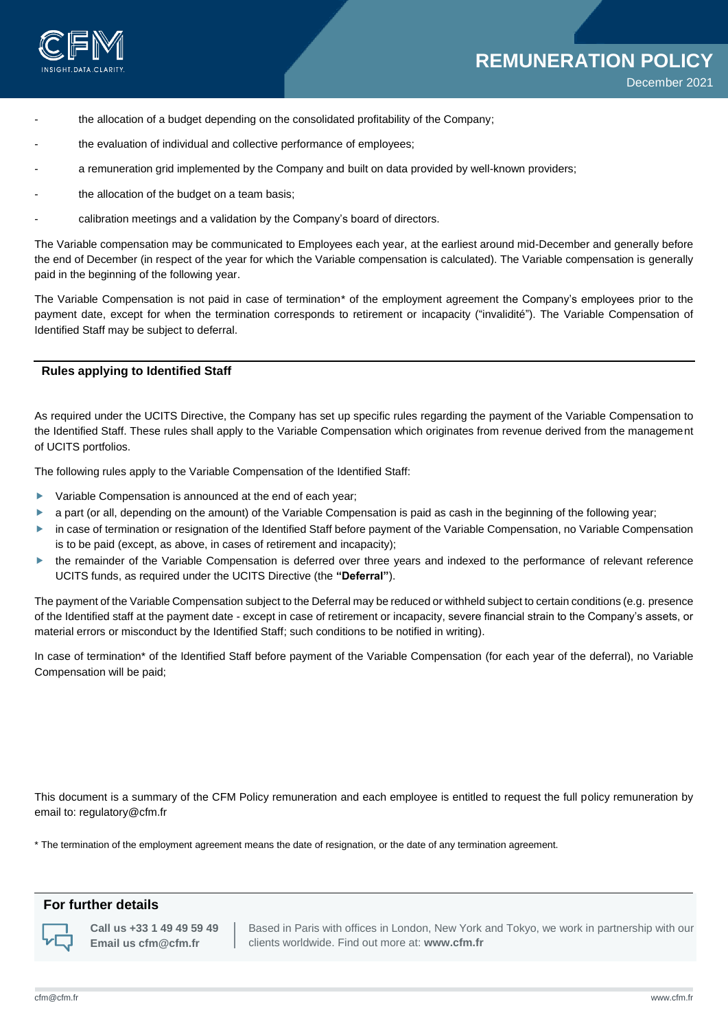- the allocation of a budget depending on the consolidated profitability of the Company;
- the evaluation of individual and collective performance of employees;
- a remuneration grid implemented by the Company and built on data provided by well-known providers;
- the allocation of the budget on a team basis;
- calibration meetings and a validation by the Company's board of directors.

The Variable compensation may be communicated to Employees each year, at the earliest around mid-December and generally before the end of December (in respect of the year for which the Variable compensation is calculated). The Variable compensation is generally paid in the beginning of the following year.

The Variable Compensation is not paid in case of termination* of the employment agreement the Company's employees prior to the payment date, except for when the termination corresponds to retirement or incapacity ("invalidité"). The Variable Compensation of Identified Staff may be subject to deferral.

## Rules applying to Identified Staff

As required under the UCITS Directive, the Company has set up specific rules regarding the payment of the Variable Compensation to the Identified Staff. These rules shall apply to the Variable Compensation which originates from revenue derived from the management of UCITS portfolios.

The following rules apply to the Variable Compensation of the Identified Staff:

- Variable Compensation is announced at the end of each year;
- a part (or all, depending on the amount) of the Variable Compensation is paid as cash in the beginning of the following year;
- in case of termination or resignation of the Identified Staff before payment of the Variable Compensation, no Variable Compensation is to be paid (except, as above, in cases of retirement and incapacity);
- the remainder of the Variable Compensation is deferred over three years and indexed to the performance of relevant reference UCITS funds, as required under the UCITS Directive (the **"Deferral"**).

The payment of the Variable Compensation subject to the Deferral may be reduced or withheld subject to certain conditions (e.g. presence of the Identified staff at the payment date - except in case of retirement or incapacity, severe financial strain to the Company's assets, or material errors or misconduct by the Identified Staff; such conditions to be notified in writing).

In case of termination* of the Identified Staff before payment of the Variable Compensation (for each year of the deferral), no Variable Compensation will be paid;

This document is a summary of the CFM Policy remuneration and each employee is entitled to request the full policy remuneration by email to: regulatory@cfm.fr

\* The termination of the employment agreement means the date of resignation, or the date of any termination agreement.

## For further details

**Call us +33 1 49 49 59 49**
**Email us cfm@cfm.fr**

Based in Paris with offices in London, New York and Tokyo, we work in partnership with our clients worldwide. Find out more at: **www.cfm.fr**